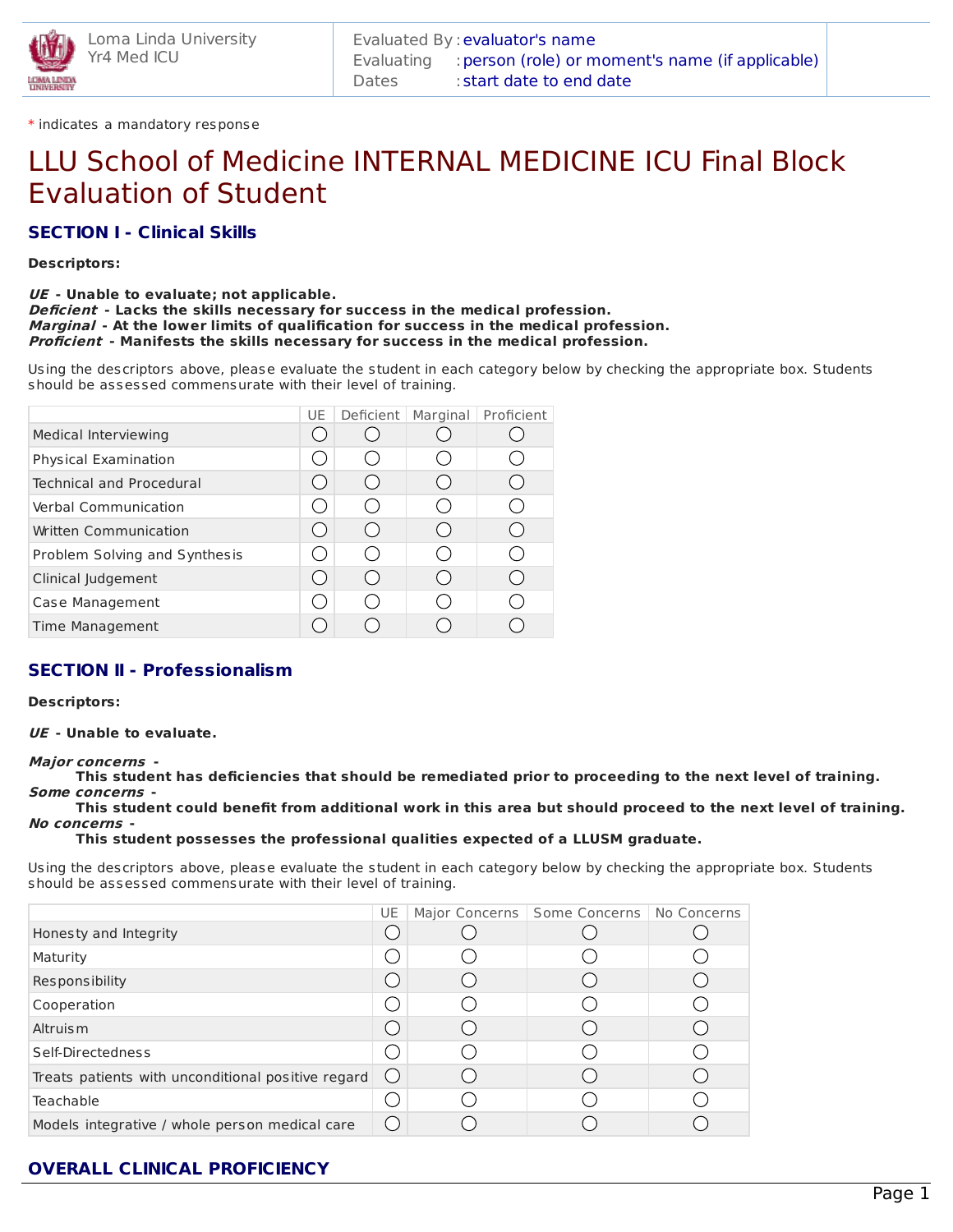Loma Linda University
Yr4 Med ICU

Evaluated By : evaluator's name
Evaluating : person (role) or moment's name (if applicable)
Dates : start date to end date

\* indicates a mandatory response

# LLU School of Medicine INTERNAL MEDICINE ICU Final Block Evaluation of Student

## SECTION I - Clinical Skills

**Descriptors:**

***UE*** **- Unable to evaluate; not applicable.**
***Deficient*** **- Lacks the skills necessary for success in the medical profession.**
***Marginal*** **- At the lower limits of qualification for success in the medical profession.**
***Proficient*** **- Manifests the skills necessary for success in the medical profession.**

Using the descriptors above, please evaluate the student in each category below by checking the appropriate box. Students should be assessed commensurate with their level of training.

| | UE | Deficient | Marginal | Proficient |
|---|---|---|---|---|
| Medical Interviewing | ○ | ○ | ○ | ○ |
| Physical Examination | ○ | ○ | ○ | ○ |
| Technical and Procedural | ○ | ○ | ○ | ○ |
| Verbal Communication | ○ | ○ | ○ | ○ |
| Written Communication | ○ | ○ | ○ | ○ |
| Problem Solving and Synthesis | ○ | ○ | ○ | ○ |
| Clinical Judgement | ○ | ○ | ○ | ○ |
| Case Management | ○ | ○ | ○ | ○ |
| Time Management | ○ | ○ | ○ | ○ |

## SECTION II - Professionalism

**Descriptors:**

***UE*** **- Unable to evaluate.**

***Major concerns*** **-**
**This student has deficiencies that should be remediated prior to proceeding to the next level of training.**
***Some concerns*** **-**
**This student could benefit from additional work in this area but should proceed to the next level of training.**
***No concerns*** **-**
**This student possesses the professional qualities expected of a LLUSM graduate.**

Using the descriptors above, please evaluate the student in each category below by checking the appropriate box. Students should be assessed commensurate with their level of training.

| | UE | Major Concerns | Some Concerns | No Concerns |
|---|---|---|---|---|
| Honesty and Integrity | ○ | ○ | ○ | ○ |
| Maturity | ○ | ○ | ○ | ○ |
| Responsibility | ○ | ○ | ○ | ○ |
| Cooperation | ○ | ○ | ○ | ○ |
| Altruism | ○ | ○ | ○ | ○ |
| Self-Directedness | ○ | ○ | ○ | ○ |
| Treats patients with unconditional positive regard | ○ | ○ | ○ | ○ |
| Teachable | ○ | ○ | ○ | ○ |
| Models integrative / whole person medical care | ○ | ○ | ○ | ○ |

## OVERALL CLINICAL PROFICIENCY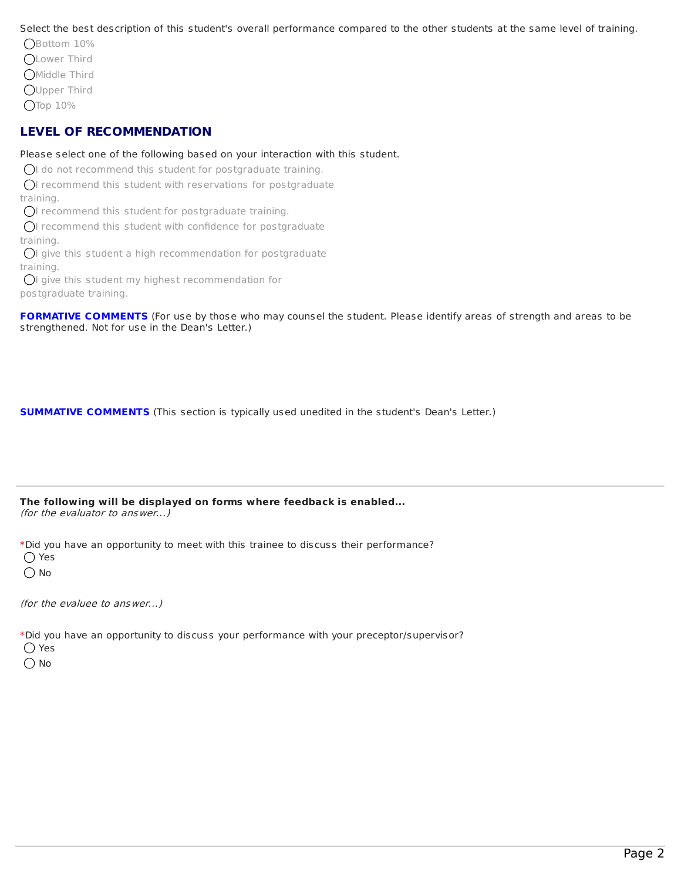Select the best description of this student's overall performance compared to the other students at the same level of training.

- ◯ Bottom 10%
- ◯ Lower Third
- ◯ Middle Third
- ◯ Upper Third
- ◯ Top 10%

## LEVEL OF RECOMMENDATION

Please select one of the following based on your interaction with this student.

- ◯ I do not recommend this student for postgraduate training.
- ◯ I recommend this student with reservations for postgraduate training.
- ◯ I recommend this student for postgraduate training.
- ◯ I recommend this student with confidence for postgraduate training.
- ◯ I give this student a high recommendation for postgraduate training.
- ◯ I give this student my highest recommendation for postgraduate training.

**FORMATIVE COMMENTS** (For use by those who may counsel the student. Please identify areas of strength and areas to be strengthened. Not for use in the Dean's Letter.)

**SUMMATIVE COMMENTS** (This section is typically used unedited in the student's Dean's Letter.)

---

**The following will be displayed on forms where feedback is enabled...**
*(for the evaluator to answer...)*

*Did you have an opportunity to meet with this trainee to discuss their performance?

- ◯ Yes
- ◯ No

*(for the evaluee to answer...)*

*Did you have an opportunity to discuss your performance with your preceptor/supervisor?

- ◯ Yes
- ◯ No